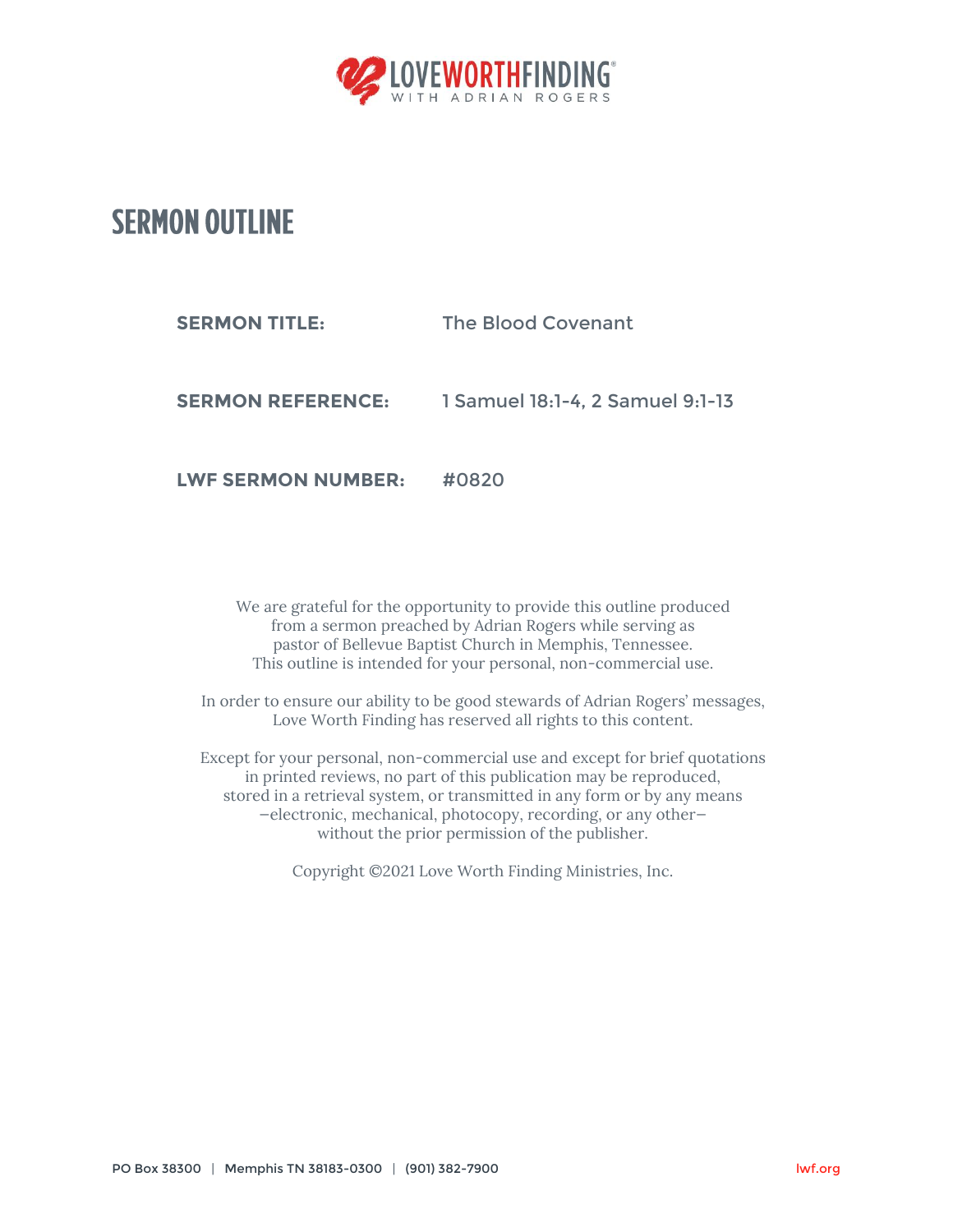LOVEWORTHFINDING®
WITH ADRIAN ROGERS

# SERMON OUTLINE

**SERMON TITLE:** The Blood Covenant

**SERMON REFERENCE:** 1 Samuel 18:1-4, 2 Samuel 9:1-13

**LWF SERMON NUMBER:** #0820

We are grateful for the opportunity to provide this outline produced from a sermon preached by Adrian Rogers while serving as pastor of Bellevue Baptist Church in Memphis, Tennessee. This outline is intended for your personal, non-commercial use.

In order to ensure our ability to be good stewards of Adrian Rogers' messages, Love Worth Finding has reserved all rights to this content.

Except for your personal, non-commercial use and except for brief quotations in printed reviews, no part of this publication may be reproduced, stored in a retrieval system, or transmitted in any form or by any means —electronic, mechanical, photocopy, recording, or any other— without the prior permission of the publisher.

Copyright ©2021 Love Worth Finding Ministries, Inc.

PO Box 38300 | Memphis TN 38183-0300 | (901) 382-7900 lwf.org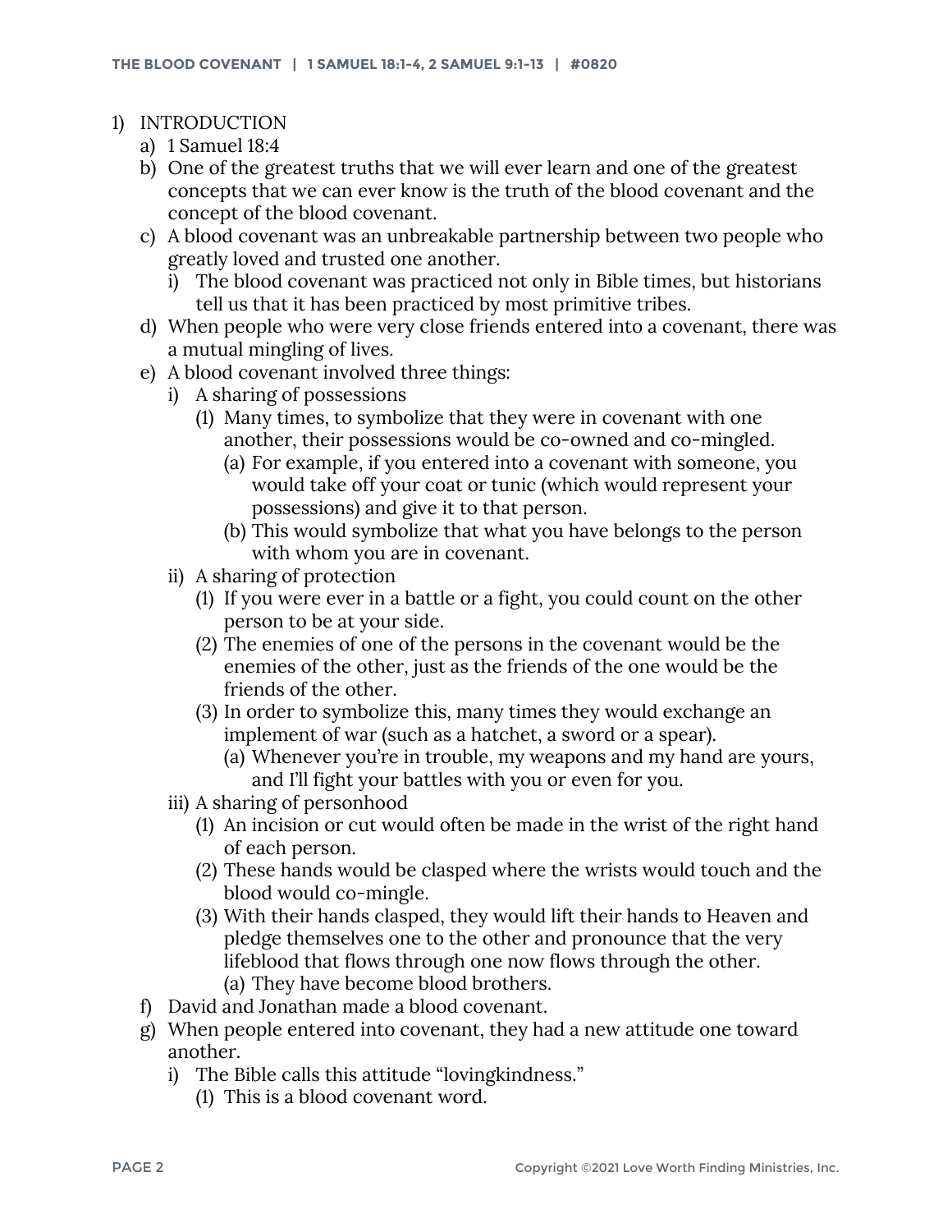1) INTRODUCTION
   a) 1 Samuel 18:4
   b) One of the greatest truths that we will ever learn and one of the greatest concepts that we can ever know is the truth of the blood covenant and the concept of the blood covenant.
   c) A blood covenant was an unbreakable partnership between two people who greatly loved and trusted one another.
      i) The blood covenant was practiced not only in Bible times, but historians tell us that it has been practiced by most primitive tribes.
   d) When people who were very close friends entered into a covenant, there was a mutual mingling of lives.
   e) A blood covenant involved three things:
      i) A sharing of possessions
         (1) Many times, to symbolize that they were in covenant with one another, their possessions would be co-owned and co-mingled.
            (a) For example, if you entered into a covenant with someone, you would take off your coat or tunic (which would represent your possessions) and give it to that person.
            (b) This would symbolize that what you have belongs to the person with whom you are in covenant.
      ii) A sharing of protection
         (1) If you were ever in a battle or a fight, you could count on the other person to be at your side.
         (2) The enemies of one of the persons in the covenant would be the enemies of the other, just as the friends of the one would be the friends of the other.
         (3) In order to symbolize this, many times they would exchange an implement of war (such as a hatchet, a sword or a spear).
            (a) Whenever you're in trouble, my weapons and my hand are yours, and I'll fight your battles with you or even for you.
      iii) A sharing of personhood
         (1) An incision or cut would often be made in the wrist of the right hand of each person.
         (2) These hands would be clasped where the wrists would touch and the blood would co-mingle.
         (3) With their hands clasped, they would lift their hands to Heaven and pledge themselves one to the other and pronounce that the very lifeblood that flows through one now flows through the other.
            (a) They have become blood brothers.
   f) David and Jonathan made a blood covenant.
   g) When people entered into covenant, they had a new attitude one toward another.
      i) The Bible calls this attitude "lovingkindness."
         (1) This is a blood covenant word.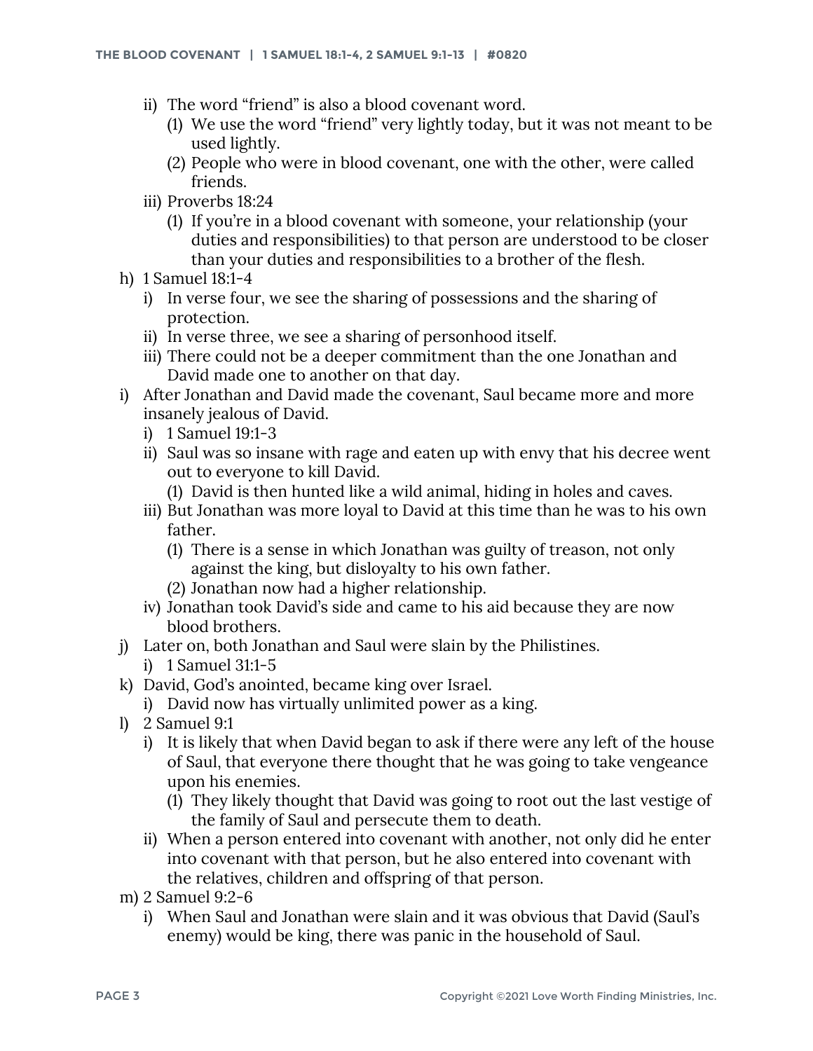- ii) The word “friend” is also a blood covenant word.
    - (1) We use the word “friend” very lightly today, but it was not meant to be used lightly.
    - (2) People who were in blood covenant, one with the other, were called friends.
- iii) Proverbs 18:24
    - (1) If you’re in a blood covenant with someone, your relationship (your duties and responsibilities) to that person are understood to be closer than your duties and responsibilities to a brother of the flesh.

h) 1 Samuel 18:1-4
- i) In verse four, we see the sharing of possessions and the sharing of protection.
- ii) In verse three, we see a sharing of personhood itself.
- iii) There could not be a deeper commitment than the one Jonathan and David made one to another on that day.

i) After Jonathan and David made the covenant, Saul became more and more insanely jealous of David.
- i) 1 Samuel 19:1-3
- ii) Saul was so insane with rage and eaten up with envy that his decree went out to everyone to kill David.
    - (1) David is then hunted like a wild animal, hiding in holes and caves.
- iii) But Jonathan was more loyal to David at this time than he was to his own father.
    - (1) There is a sense in which Jonathan was guilty of treason, not only against the king, but disloyalty to his own father.
    - (2) Jonathan now had a higher relationship.
- iv) Jonathan took David’s side and came to his aid because they are now blood brothers.

j) Later on, both Jonathan and Saul were slain by the Philistines.
- i) 1 Samuel 31:1-5

k) David, God’s anointed, became king over Israel.
- i) David now has virtually unlimited power as a king.

l) 2 Samuel 9:1
- i) It is likely that when David began to ask if there were any left of the house of Saul, that everyone there thought that he was going to take vengeance upon his enemies.
    - (1) They likely thought that David was going to root out the last vestige of the family of Saul and persecute them to death.
- ii) When a person entered into covenant with another, not only did he enter into covenant with that person, but he also entered into covenant with the relatives, children and offspring of that person.

m) 2 Samuel 9:2-6
- i) When Saul and Jonathan were slain and it was obvious that David (Saul’s enemy) would be king, there was panic in the household of Saul.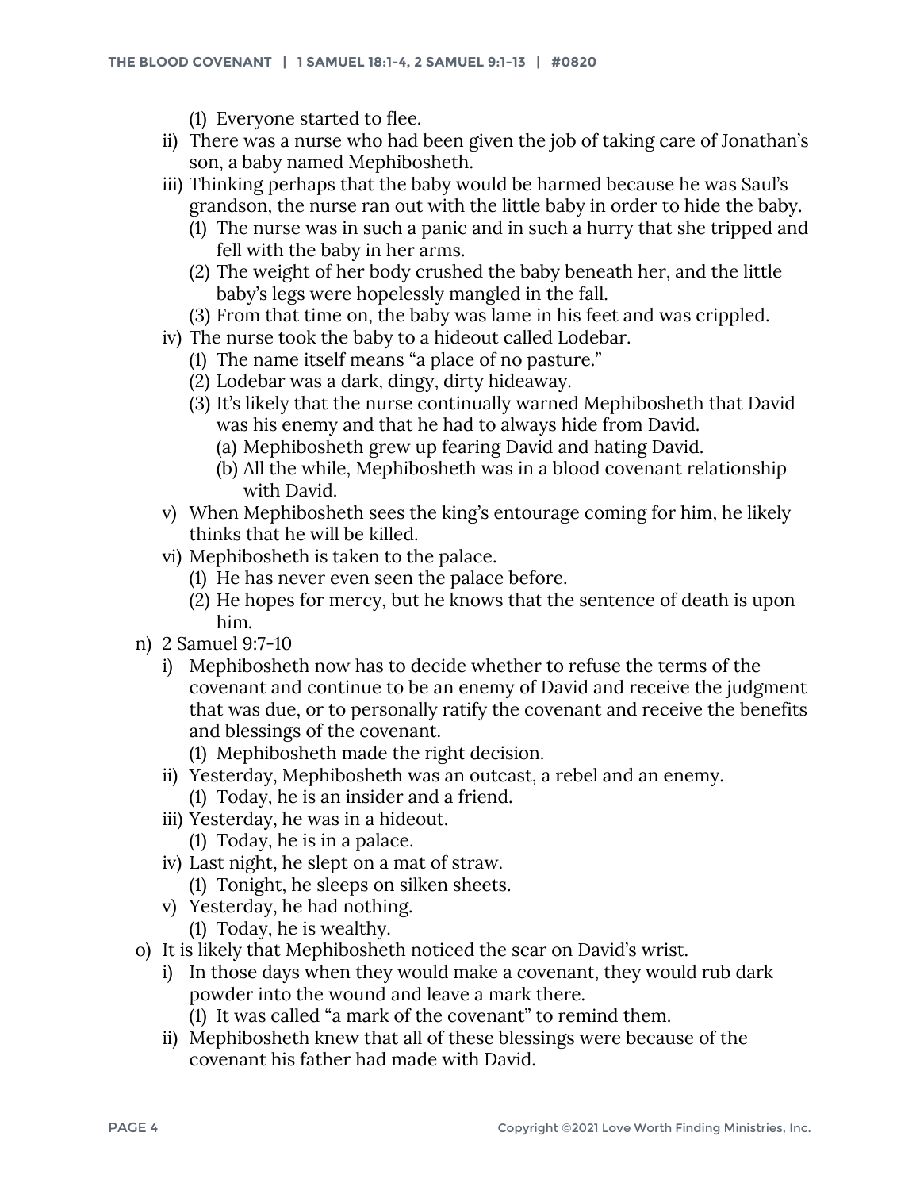- (1) Everyone started to flee.
    - ii) There was a nurse who had been given the job of taking care of Jonathan's son, a baby named Mephibosheth.
    - iii) Thinking perhaps that the baby would be harmed because he was Saul's grandson, the nurse ran out with the little baby in order to hide the baby.
        - (1) The nurse was in such a panic and in such a hurry that she tripped and fell with the baby in her arms.
        - (2) The weight of her body crushed the baby beneath her, and the little baby's legs were hopelessly mangled in the fall.
        - (3) From that time on, the baby was lame in his feet and was crippled.
    - iv) The nurse took the baby to a hideout called Lodebar.
        - (1) The name itself means "a place of no pasture."
        - (2) Lodebar was a dark, dingy, dirty hideaway.
        - (3) It's likely that the nurse continually warned Mephibosheth that David was his enemy and that he had to always hide from David.
            - (a) Mephibosheth grew up fearing David and hating David.
            - (b) All the while, Mephibosheth was in a blood covenant relationship with David.
    - v) When Mephibosheth sees the king's entourage coming for him, he likely thinks that he will be killed.
    - vi) Mephibosheth is taken to the palace.
        - (1) He has never even seen the palace before.
        - (2) He hopes for mercy, but he knows that the sentence of death is upon him.
- n) 2 Samuel 9:7-10
    - i) Mephibosheth now has to decide whether to refuse the terms of the covenant and continue to be an enemy of David and receive the judgment that was due, or to personally ratify the covenant and receive the benefits and blessings of the covenant.
        - (1) Mephibosheth made the right decision.
    - ii) Yesterday, Mephibosheth was an outcast, a rebel and an enemy.
        - (1) Today, he is an insider and a friend.
    - iii) Yesterday, he was in a hideout.
        - (1) Today, he is in a palace.
    - iv) Last night, he slept on a mat of straw.
        - (1) Tonight, he sleeps on silken sheets.
    - v) Yesterday, he had nothing.
        - (1) Today, he is wealthy.
- o) It is likely that Mephibosheth noticed the scar on David's wrist.
    - i) In those days when they would make a covenant, they would rub dark powder into the wound and leave a mark there.
        - (1) It was called "a mark of the covenant" to remind them.
    - ii) Mephibosheth knew that all of these blessings were because of the covenant his father had made with David.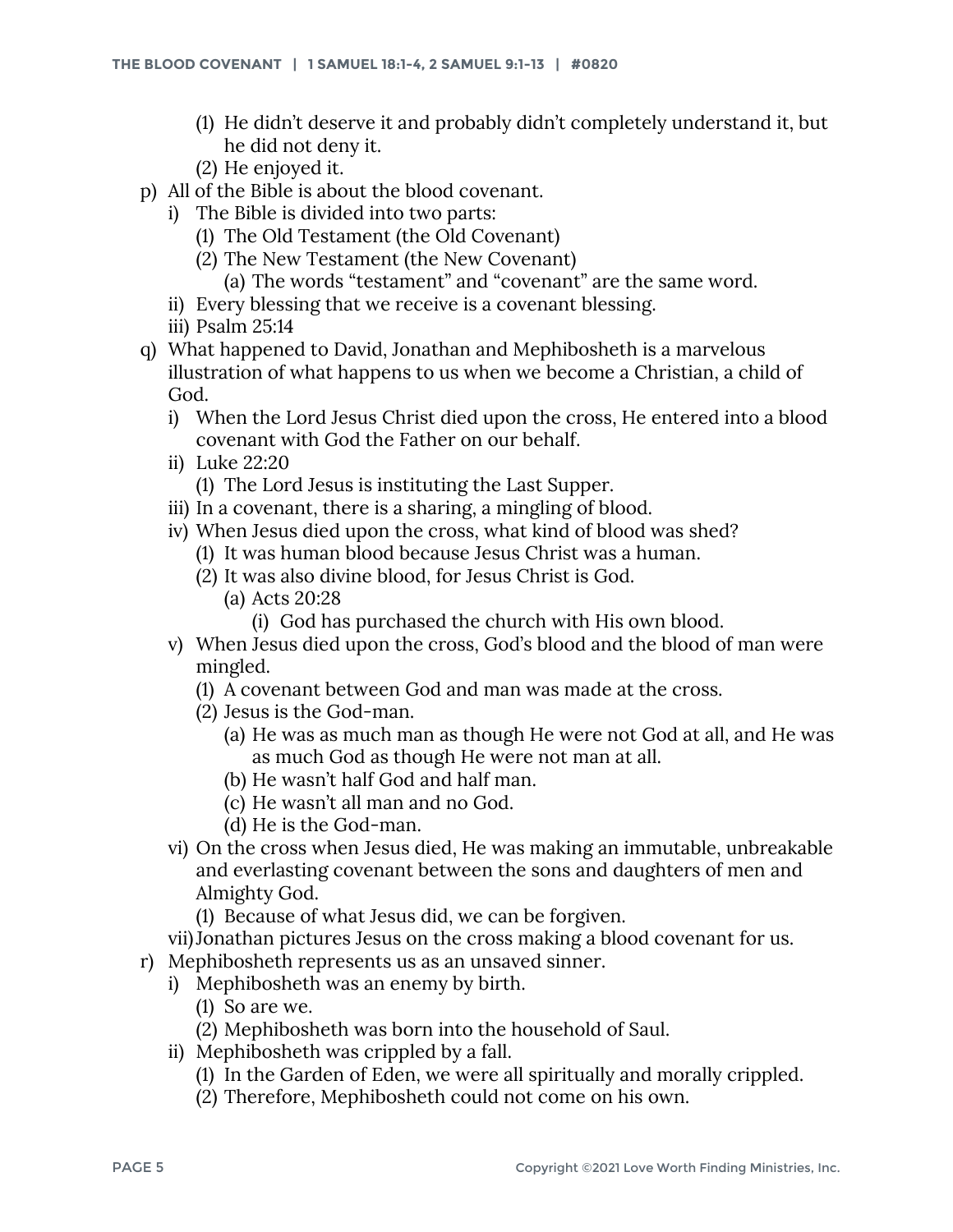- (1) He didn't deserve it and probably didn't completely understand it, but he did not deny it.
    - (2) He enjoyed it.
- p) All of the Bible is about the blood covenant.
  - i) The Bible is divided into two parts:
    - (1) The Old Testament (the Old Covenant)
    - (2) The New Testament (the New Covenant)
      - (a) The words "testament" and "covenant" are the same word.
  - ii) Every blessing that we receive is a covenant blessing.
  - iii) Psalm 25:14
- q) What happened to David, Jonathan and Mephibosheth is a marvelous illustration of what happens to us when we become a Christian, a child of God.
  - i) When the Lord Jesus Christ died upon the cross, He entered into a blood covenant with God the Father on our behalf.
  - ii) Luke 22:20
    - (1) The Lord Jesus is instituting the Last Supper.
  - iii) In a covenant, there is a sharing, a mingling of blood.
  - iv) When Jesus died upon the cross, what kind of blood was shed?
    - (1) It was human blood because Jesus Christ was a human.
    - (2) It was also divine blood, for Jesus Christ is God.
      - (a) Acts 20:28
        - (i) God has purchased the church with His own blood.
  - v) When Jesus died upon the cross, God's blood and the blood of man were mingled.
    - (1) A covenant between God and man was made at the cross.
    - (2) Jesus is the God-man.
      - (a) He was as much man as though He were not God at all, and He was as much God as though He were not man at all.
      - (b) He wasn't half God and half man.
      - (c) He wasn't all man and no God.
      - (d) He is the God-man.
  - vi) On the cross when Jesus died, He was making an immutable, unbreakable and everlasting covenant between the sons and daughters of men and Almighty God.
    - (1) Because of what Jesus did, we can be forgiven.
  - vii) Jonathan pictures Jesus on the cross making a blood covenant for us.
- r) Mephibosheth represents us as an unsaved sinner.
  - i) Mephibosheth was an enemy by birth.
    - (1) So are we.
    - (2) Mephibosheth was born into the household of Saul.
  - ii) Mephibosheth was crippled by a fall.
    - (1) In the Garden of Eden, we were all spiritually and morally crippled.
    - (2) Therefore, Mephibosheth could not come on his own.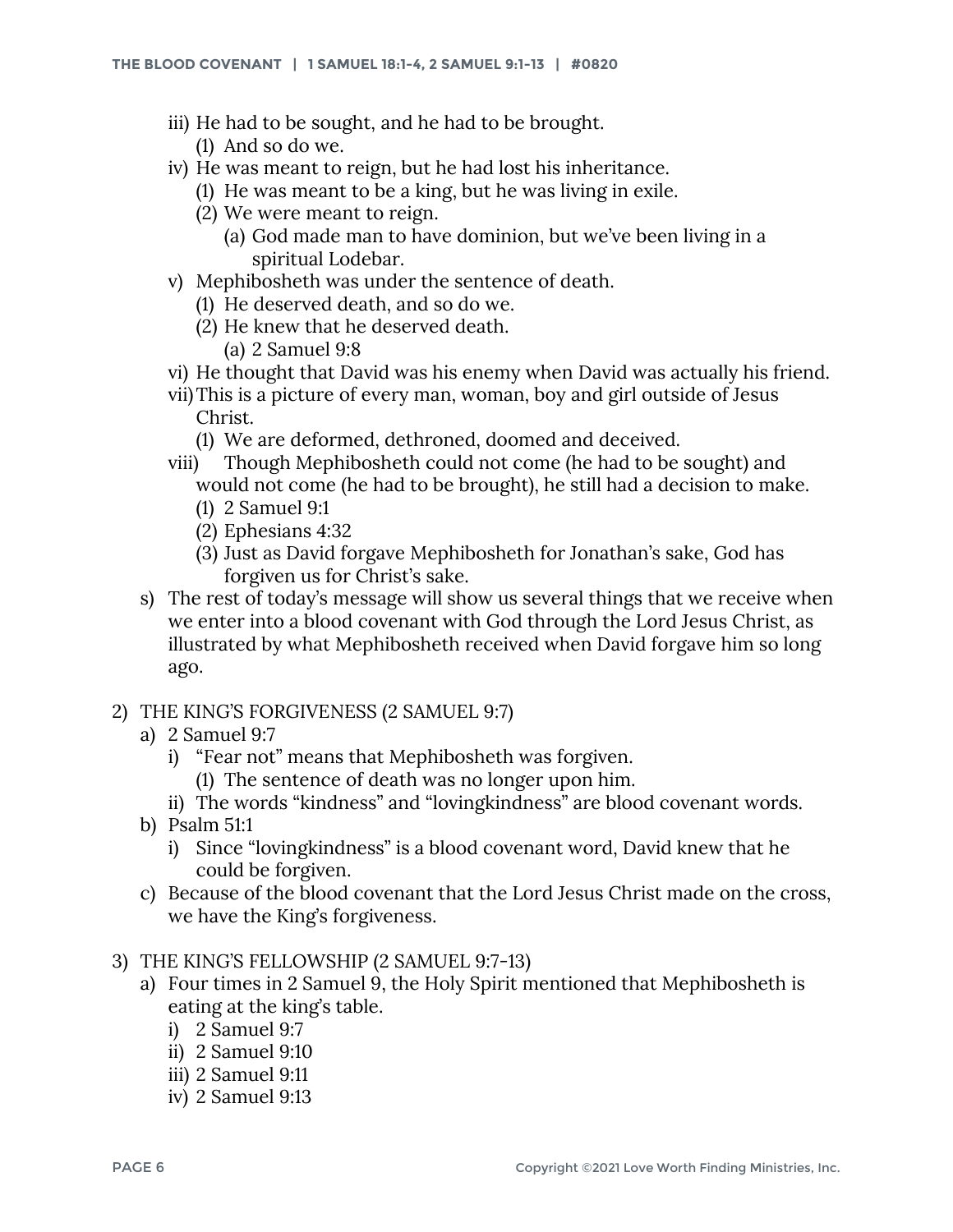iii) He had to be sought, and he had to be brought.
   (1) And so do we.

iv) He was meant to reign, but he had lost his inheritance.
   (1) He was meant to be a king, but he was living in exile.
   (2) We were meant to reign.
      (a) God made man to have dominion, but we've been living in a spiritual Lodebar.

v) Mephibosheth was under the sentence of death.
   (1) He deserved death, and so do we.
   (2) He knew that he deserved death.
      (a) 2 Samuel 9:8

vi) He thought that David was his enemy when David was actually his friend.

vii) This is a picture of every man, woman, boy and girl outside of Jesus Christ.
   (1) We are deformed, dethroned, doomed and deceived.

viii) Though Mephibosheth could not come (he had to be sought) and would not come (he had to be brought), he still had a decision to make.
   (1) 2 Samuel 9:1
   (2) Ephesians 4:32
   (3) Just as David forgave Mephibosheth for Jonathan's sake, God has forgiven us for Christ's sake.

s) The rest of today's message will show us several things that we receive when we enter into a blood covenant with God through the Lord Jesus Christ, as illustrated by what Mephibosheth received when David forgave him so long ago.

2) THE KING'S FORGIVENESS (2 SAMUEL 9:7)
   a) 2 Samuel 9:7
      i) "Fear not" means that Mephibosheth was forgiven.
         (1) The sentence of death was no longer upon him.
      ii) The words "kindness" and "lovingkindness" are blood covenant words.
   b) Psalm 51:1
      i) Since "lovingkindness" is a blood covenant word, David knew that he could be forgiven.
   c) Because of the blood covenant that the Lord Jesus Christ made on the cross, we have the King's forgiveness.

3) THE KING'S FELLOWSHIP (2 SAMUEL 9:7-13)
   a) Four times in 2 Samuel 9, the Holy Spirit mentioned that Mephibosheth is eating at the king's table.
      i) 2 Samuel 9:7
      ii) 2 Samuel 9:10
      iii) 2 Samuel 9:11
      iv) 2 Samuel 9:13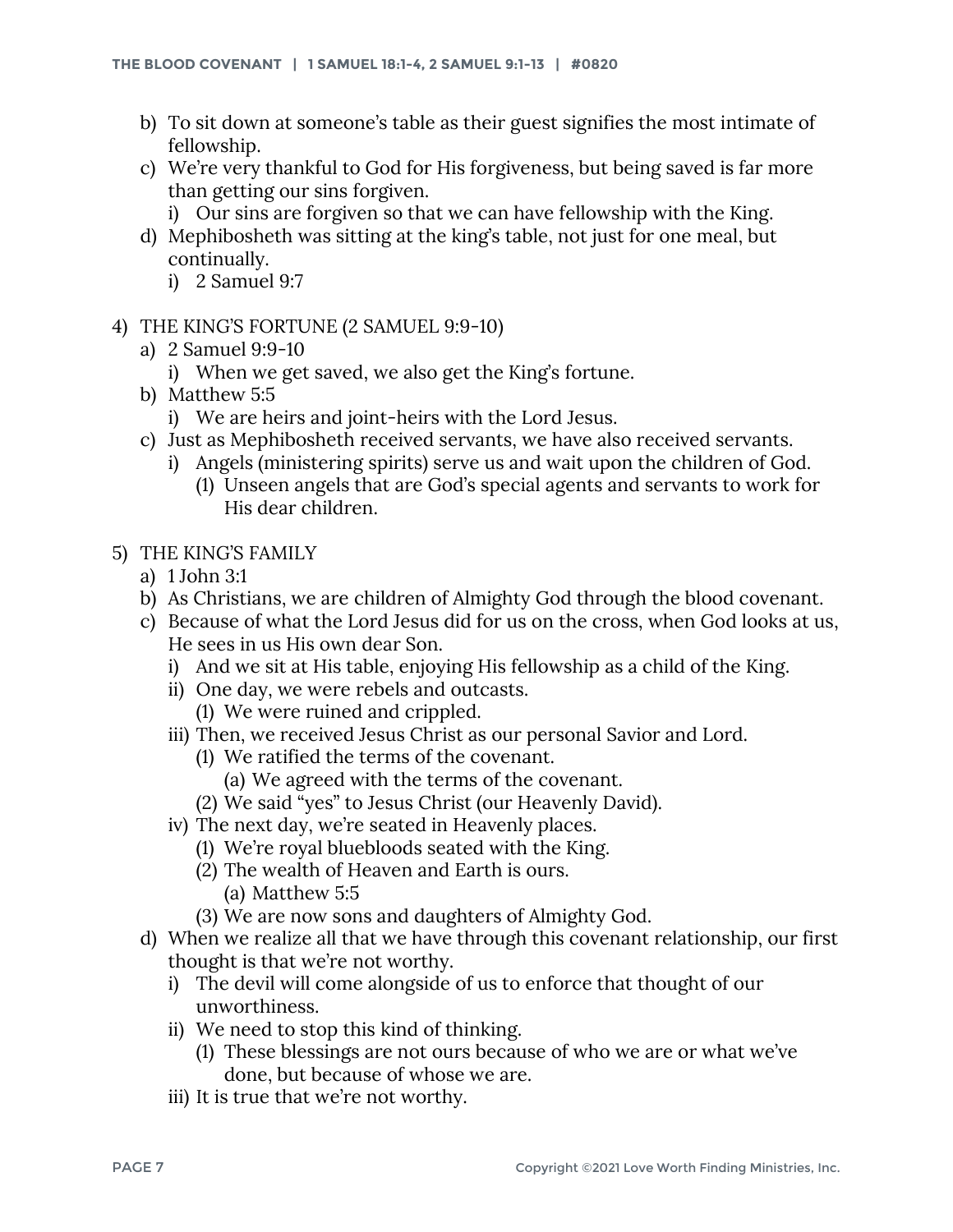b) To sit down at someone's table as their guest signifies the most intimate of fellowship.
c) We're very thankful to God for His forgiveness, but being saved is far more than getting our sins forgiven.
    i) Our sins are forgiven so that we can have fellowship with the King.
d) Mephibosheth was sitting at the king's table, not just for one meal, but continually.
    i) 2 Samuel 9:7

4) THE KING'S FORTUNE (2 SAMUEL 9:9-10)
    a) 2 Samuel 9:9-10
        i) When we get saved, we also get the King's fortune.
    b) Matthew 5:5
        i) We are heirs and joint-heirs with the Lord Jesus.
    c) Just as Mephibosheth received servants, we have also received servants.
        i) Angels (ministering spirits) serve us and wait upon the children of God.
            (1) Unseen angels that are God's special agents and servants to work for His dear children.

5) THE KING'S FAMILY
    a) 1 John 3:1
    b) As Christians, we are children of Almighty God through the blood covenant.
    c) Because of what the Lord Jesus did for us on the cross, when God looks at us, He sees in us His own dear Son.
        i) And we sit at His table, enjoying His fellowship as a child of the King.
        ii) One day, we were rebels and outcasts.
            (1) We were ruined and crippled.
        iii) Then, we received Jesus Christ as our personal Savior and Lord.
            (1) We ratified the terms of the covenant.
                (a) We agreed with the terms of the covenant.
            (2) We said "yes" to Jesus Christ (our Heavenly David).
        iv) The next day, we're seated in Heavenly places.
            (1) We're royal bluebloods seated with the King.
            (2) The wealth of Heaven and Earth is ours.
                (a) Matthew 5:5
            (3) We are now sons and daughters of Almighty God.
    d) When we realize all that we have through this covenant relationship, our first thought is that we're not worthy.
        i) The devil will come alongside of us to enforce that thought of our unworthiness.
        ii) We need to stop this kind of thinking.
            (1) These blessings are not ours because of who we are or what we've done, but because of whose we are.
        iii) It is true that we're not worthy.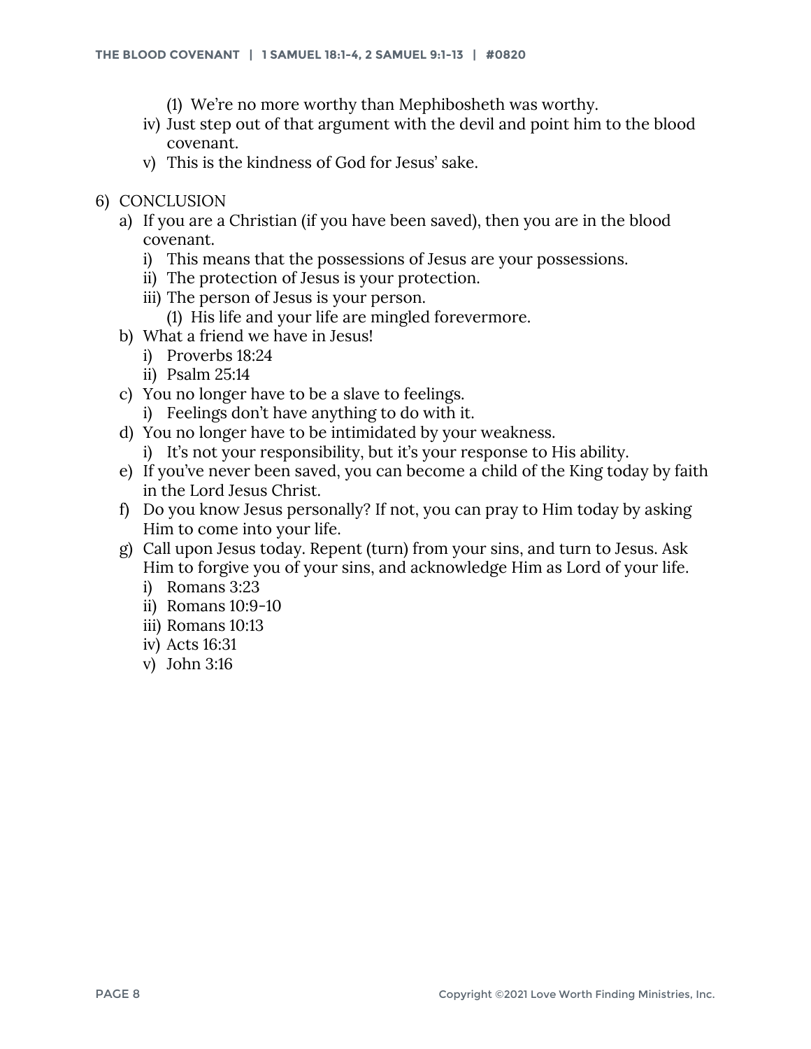(1) We're no more worthy than Mephibosheth was worthy.
    iv) Just step out of that argument with the devil and point him to the blood covenant.
    v) This is the kindness of God for Jesus' sake.

6) CONCLUSION
  a) If you are a Christian (if you have been saved), then you are in the blood covenant.
    i) This means that the possessions of Jesus are your possessions.
    ii) The protection of Jesus is your protection.
    iii) The person of Jesus is your person.
        (1) His life and your life are mingled forevermore.
  b) What a friend we have in Jesus!
    i) Proverbs 18:24
    ii) Psalm 25:14
  c) You no longer have to be a slave to feelings.
    i) Feelings don't have anything to do with it.
  d) You no longer have to be intimidated by your weakness.
    i) It's not your responsibility, but it's your response to His ability.
  e) If you've never been saved, you can become a child of the King today by faith in the Lord Jesus Christ.
  f) Do you know Jesus personally? If not, you can pray to Him today by asking Him to come into your life.
  g) Call upon Jesus today. Repent (turn) from your sins, and turn to Jesus. Ask Him to forgive you of your sins, and acknowledge Him as Lord of your life.
    i) Romans 3:23
    ii) Romans 10:9-10
    iii) Romans 10:13
    iv) Acts 16:31
    v) John 3:16